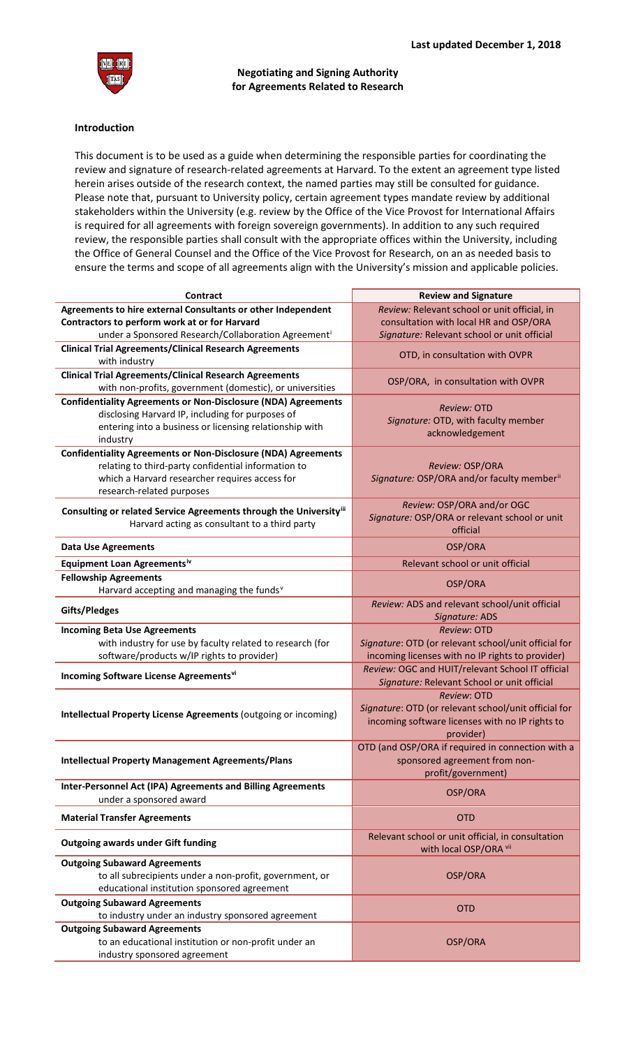**Last updated December 1, 2018**

# Negotiating and Signing Authority for Agreements Related to Research

## Introduction

This document is to be used as a guide when determining the responsible parties for coordinating the review and signature of research-related agreements at Harvard. To the extent an agreement type listed herein arises outside of the research context, the named parties may still be consulted for guidance. Please note that, pursuant to University policy, certain agreement types mandate review by additional stakeholders within the University (e.g. review by the Office of the Vice Provost for International Affairs is required for all agreements with foreign sovereign governments). In addition to any such required review, the responsible parties shall consult with the appropriate offices within the University, including the Office of General Counsel and the Office of the Vice Provost for Research, on an as needed basis to ensure the terms and scope of all agreements align with the University's mission and applicable policies.

| Contract | Review and Signature |
|---|---|
| **Agreements to hire external Consultants or other Independent Contractors to perform work at or for Harvard** under a Sponsored Research/Collaboration Agreement[i] | *Review:* Relevant school or unit official, in consultation with local HR and OSP/ORA *Signature:* Relevant school or unit official |
| **Clinical Trial Agreements/Clinical Research Agreements** with industry | OTD, in consultation with OVPR |
| **Clinical Trial Agreements/Clinical Research Agreements** with non-profits, government (domestic), or universities | OSP/ORA, in consultation with OVPR |
| **Confidentiality Agreements or Non-Disclosure (NDA) Agreements** disclosing Harvard IP, including for purposes of entering into a business or licensing relationship with industry | *Review:* OTD *Signature:* OTD, with faculty member acknowledgement |
| **Confidentiality Agreements or Non-Disclosure (NDA) Agreements** relating to third-party confidential information to which a Harvard researcher requires access for research-related purposes | *Review:* OSP/ORA *Signature:* OSP/ORA and/or faculty member[ii] |
| **Consulting or related Service Agreements through the University**[iii] Harvard acting as consultant to a third party | *Review:* OSP/ORA and/or OGC *Signature:* OSP/ORA or relevant school or unit official |
| **Data Use Agreements** | OSP/ORA |
| **Equipment Loan Agreements**[iv] | Relevant school or unit official |
| **Fellowship Agreements** Harvard accepting and managing the funds[v] | OSP/ORA |
| **Gifts/Pledges** | *Review:* ADS and relevant school/unit official *Signature:* ADS |
| **Incoming Beta Use Agreements** with industry for use by faculty related to research (for software/products w/IP rights to provider) | *Review:* OTD *Signature:* OTD (or relevant school/unit official for incoming licenses with no IP rights to provider) |
| **Incoming Software License Agreements**[vi] | *Review:* OGC and HUIT/relevant School IT official *Signature:* Relevant School or unit official |
| **Intellectual Property License Agreements** (outgoing or incoming) | *Review:* OTD *Signature:* OTD (or relevant school/unit official for incoming software licenses with no IP rights to provider) |
| **Intellectual Property Management Agreements/Plans** | OTD (and OSP/ORA if required in connection with a sponsored agreement from non-profit/government) |
| **Inter-Personnel Act (IPA) Agreements and Billing Agreements** under a sponsored award | OSP/ORA |
| **Material Transfer Agreements** | OTD |
| **Outgoing awards under Gift funding** | Relevant school or unit official, in consultation with local OSP/ORA[vii] |
| **Outgoing Subaward Agreements** to all subrecipients under a non-profit, government, or educational institution sponsored agreement | OSP/ORA |
| **Outgoing Subaward Agreements** to industry under an industry sponsored agreement | OTD |
| **Outgoing Subaward Agreements** to an educational institution or non-profit under an industry sponsored agreement | OSP/ORA |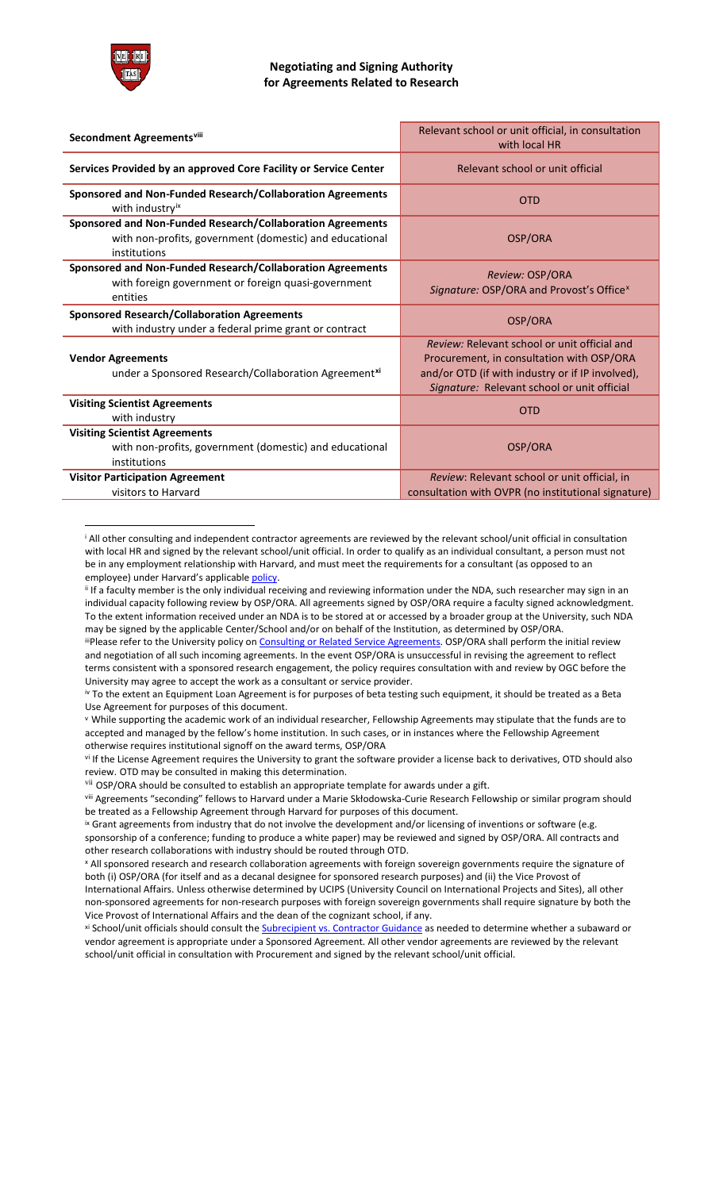# Negotiating and Signing Authority for Agreements Related to Research

| | |
|---|---|
| **Secondment Agreements**[viii] | Relevant school or unit official, in consultation with local HR |
| **Services Provided by an approved Core Facility or Service Center** | Relevant school or unit official |
| **Sponsored and Non-Funded Research/Collaboration Agreements** with industry[ix] | OTD |
| **Sponsored and Non-Funded Research/Collaboration Agreements** with non-profits, government (domestic) and educational institutions | OSP/ORA |
| **Sponsored and Non-Funded Research/Collaboration Agreements** with foreign government or foreign quasi-government entities | *Review:* OSP/ORA *Signature:* OSP/ORA and Provost's Office[x] |
| **Sponsored Research/Collaboration Agreements** with industry under a federal prime grant or contract | OSP/ORA |
| **Vendor Agreements** under a Sponsored Research/Collaboration Agreement[xi] | *Review:* Relevant school or unit official and Procurement, in consultation with OSP/ORA and/or OTD (if with industry or if IP involved), *Signature:* Relevant school or unit official |
| **Visiting Scientist Agreements** with industry | OTD |
| **Visiting Scientist Agreements** with non-profits, government (domestic) and educational institutions | OSP/ORA |
| **Visitor Participation Agreement** visitors to Harvard | *Review*: Relevant school or unit official, in consultation with OVPR (no institutional signature) |

---

[i] All other consulting and independent contractor agreements are reviewed by the relevant school/unit official in consultation with local HR and signed by the relevant school/unit official. In order to qualify as an individual consultant, a person must not be in any employment relationship with Harvard, and must meet the requirements for a consultant (as opposed to an employee) under Harvard's applicable policy.

[ii] If a faculty member is the only individual receiving and reviewing information under the NDA, such researcher may sign in an individual capacity following review by OSP/ORA. All agreements signed by OSP/ORA require a faculty signed acknowledgment. To the extent information received under an NDA is to be stored at or accessed by a broader group at the University, such NDA may be signed by the applicable Center/School and/or on behalf of the Institution, as determined by OSP/ORA.

[iii] Please refer to the University policy on Consulting or Related Service Agreements. OSP/ORA shall perform the initial review and negotiation of all such incoming agreements. In the event OSP/ORA is unsuccessful in revising the agreement to reflect terms consistent with a sponsored research engagement, the policy requires consultation with and review by OGC before the University may agree to accept the work as a consultant or service provider.

[iv] To the extent an Equipment Loan Agreement is for purposes of beta testing such equipment, it should be treated as a Beta Use Agreement for purposes of this document.

[v] While supporting the academic work of an individual researcher, Fellowship Agreements may stipulate that the funds are to accepted and managed by the fellow's home institution. In such cases, or in instances where the Fellowship Agreement otherwise requires institutional signoff on the award terms, OSP/ORA

[vi] If the License Agreement requires the University to grant the software provider a license back to derivatives, OTD should also review. OTD may be consulted in making this determination.

[vii] OSP/ORA should be consulted to establish an appropriate template for awards under a gift.

[viii] Agreements "seconding" fellows to Harvard under a Marie Skłodowska-Curie Research Fellowship or similar program should be treated as a Fellowship Agreement through Harvard for purposes of this document.

[ix] Grant agreements from industry that do not involve the development and/or licensing of inventions or software (e.g. sponsorship of a conference; funding to produce a white paper) may be reviewed and signed by OSP/ORA. All contracts and other research collaborations with industry should be routed through OTD.

[x] All sponsored research and research collaboration agreements with foreign sovereign governments require the signature of both (i) OSP/ORA (for itself and as a decanal designee for sponsored research purposes) and (ii) the Vice Provost of International Affairs. Unless otherwise determined by UCIPS (University Council on International Projects and Sites), all other non-sponsored agreements for non-research purposes with foreign sovereign governments shall require signature by both the Vice Provost of International Affairs and the dean of the cognizant school, if any.

[xi] School/unit officials should consult the Subrecipient vs. Contractor Guidance as needed to determine whether a subaward or vendor agreement is appropriate under a Sponsored Agreement. All other vendor agreements are reviewed by the relevant school/unit official in consultation with Procurement and signed by the relevant school/unit official.